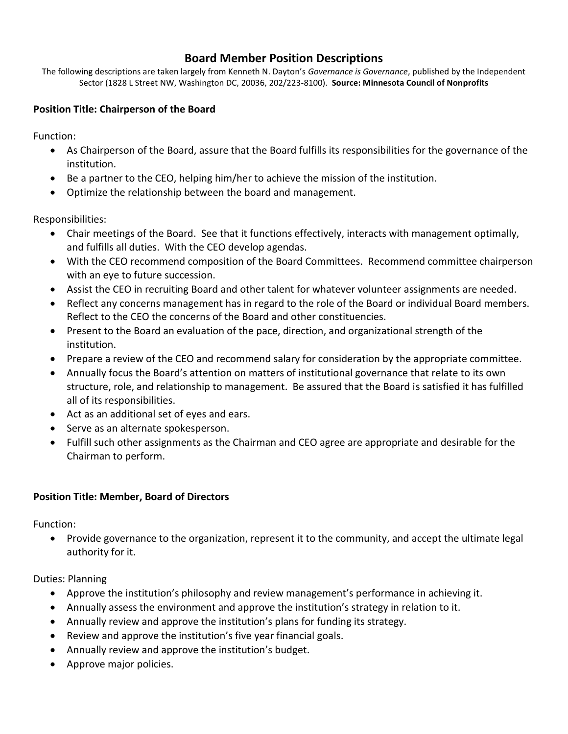# Board Member Position Descriptions

The following descriptions are taken largely from Kenneth N. Dayton's *Governance is Governance*, published by the Independent Sector (1828 L Street NW, Washington DC, 20036, 202/223-8100). **Source: Minnesota Council of Nonprofits**

**Position Title: Chairperson of the Board**

Function:

- As Chairperson of the Board, assure that the Board fulfills its responsibilities for the governance of the institution.
- Be a partner to the CEO, helping him/her to achieve the mission of the institution.
- Optimize the relationship between the board and management.

Responsibilities:

- Chair meetings of the Board. See that it functions effectively, interacts with management optimally, and fulfills all duties. With the CEO develop agendas.
- With the CEO recommend composition of the Board Committees. Recommend committee chairperson with an eye to future succession.
- Assist the CEO in recruiting Board and other talent for whatever volunteer assignments are needed.
- Reflect any concerns management has in regard to the role of the Board or individual Board members. Reflect to the CEO the concerns of the Board and other constituencies.
- Present to the Board an evaluation of the pace, direction, and organizational strength of the institution.
- Prepare a review of the CEO and recommend salary for consideration by the appropriate committee.
- Annually focus the Board's attention on matters of institutional governance that relate to its own structure, role, and relationship to management. Be assured that the Board is satisfied it has fulfilled all of its responsibilities.
- Act as an additional set of eyes and ears.
- Serve as an alternate spokesperson.
- Fulfill such other assignments as the Chairman and CEO agree are appropriate and desirable for the Chairman to perform.

**Position Title: Member, Board of Directors**

Function:

- Provide governance to the organization, represent it to the community, and accept the ultimate legal authority for it.

Duties: Planning

- Approve the institution's philosophy and review management's performance in achieving it.
- Annually assess the environment and approve the institution's strategy in relation to it.
- Annually review and approve the institution's plans for funding its strategy.
- Review and approve the institution's five year financial goals.
- Annually review and approve the institution's budget.
- Approve major policies.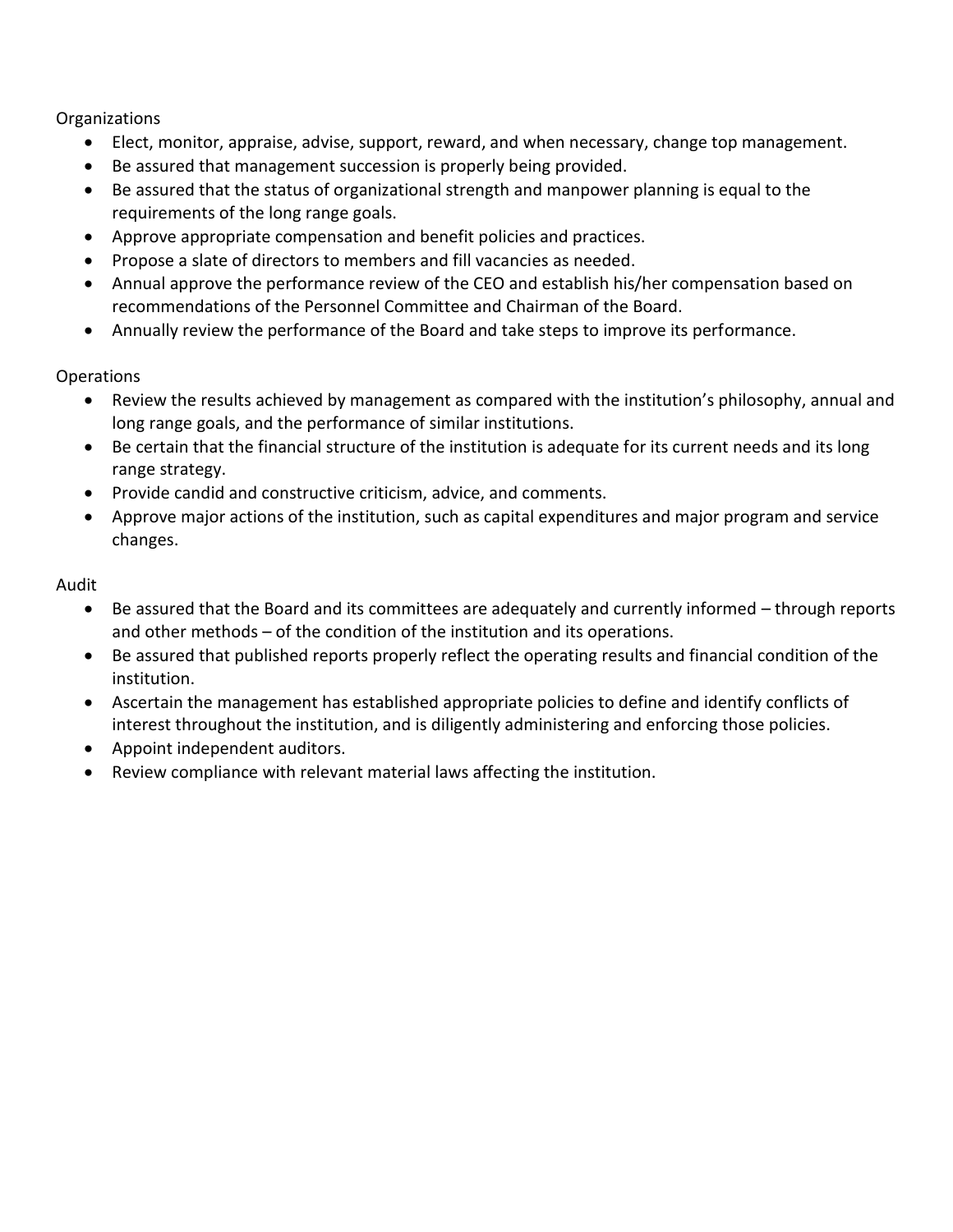Organizations

- Elect, monitor, appraise, advise, support, reward, and when necessary, change top management.
- Be assured that management succession is properly being provided.
- Be assured that the status of organizational strength and manpower planning is equal to the requirements of the long range goals.
- Approve appropriate compensation and benefit policies and practices.
- Propose a slate of directors to members and fill vacancies as needed.
- Annual approve the performance review of the CEO and establish his/her compensation based on recommendations of the Personnel Committee and Chairman of the Board.
- Annually review the performance of the Board and take steps to improve its performance.

Operations

- Review the results achieved by management as compared with the institution's philosophy, annual and long range goals, and the performance of similar institutions.
- Be certain that the financial structure of the institution is adequate for its current needs and its long range strategy.
- Provide candid and constructive criticism, advice, and comments.
- Approve major actions of the institution, such as capital expenditures and major program and service changes.

Audit

- Be assured that the Board and its committees are adequately and currently informed – through reports and other methods – of the condition of the institution and its operations.
- Be assured that published reports properly reflect the operating results and financial condition of the institution.
- Ascertain the management has established appropriate policies to define and identify conflicts of interest throughout the institution, and is diligently administering and enforcing those policies.
- Appoint independent auditors.
- Review compliance with relevant material laws affecting the institution.